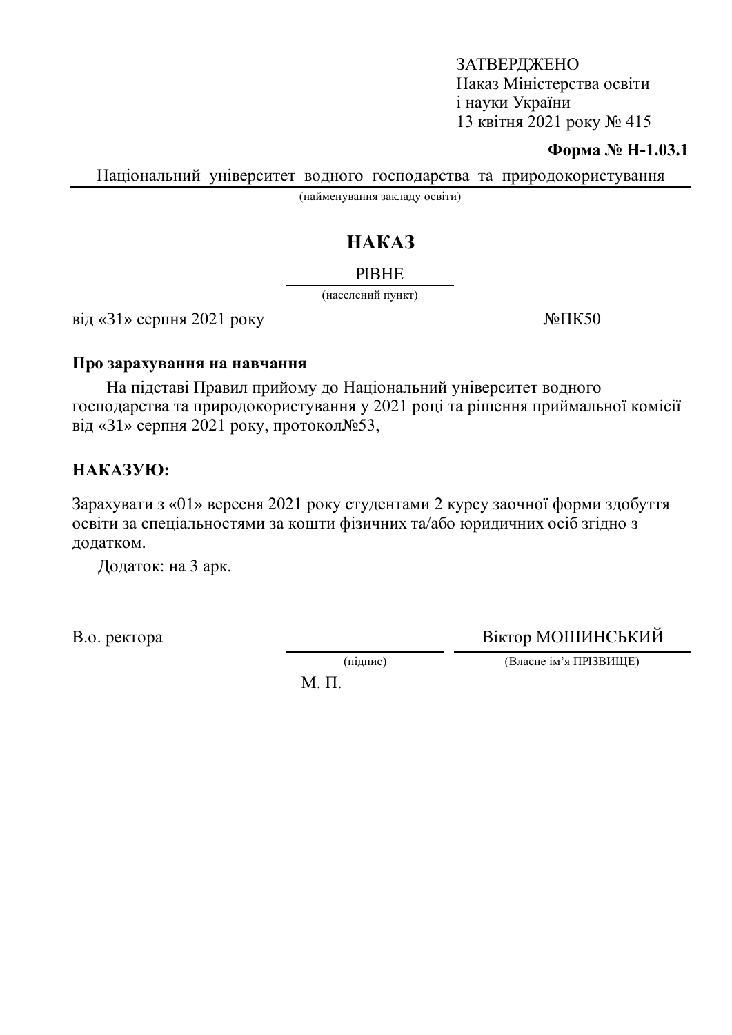ЗАТВЕРДЖЕНО
Наказ Міністерства освіти
і науки України
13 квітня 2021 року № 415

**Форма № Н-1.03.1**

Національний університет водного господарства та природокористування
(найменування закладу освіти)

# НАКАЗ

РІВНЕ
(населений пункт)

від «31» серпня 2021 року №ПК50

**Про зарахування на навчання**

На підставі Правил прийому до Національний університет водного господарства та природокористування у 2021 році та рішення приймальної комісії від «31» серпня 2021 року, протокол№53,

**НАКАЗУЮ:**

Зарахувати з «01» вересня 2021 року студентами 2 курсу заочної форми здобуття освіти за спеціальностями за кошти фізичних та/або юридичних осіб згідно з додатком.

Додаток: на 3 арк.

В.о. ректора _______________ Віктор МОШИНСЬКИЙ
(підпис) (Власне ім'я ПРІЗВИЩЕ)

М. П.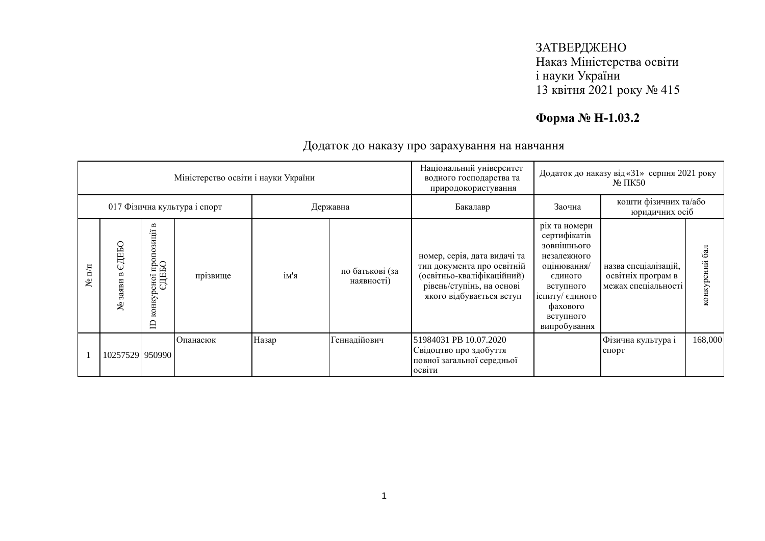ЗАТВЕРДЖЕНО
Наказ Міністерства освіти
і науки України
13 квітня 2021 року № 415

**Форма № Н-1.03.2**

Додаток до наказу про зарахування на навчання

| Міністерство освіти і науки України | | | | | | Національний університет водного господарства та природокористування | Додаток до наказу від «31» серпня 2021 року № ПК50 | | |
|---|---|---|---|---|---|---|---|---|---|
| 017 Фізична культура і спорт | | | | Державна | | Бакалавр | Заочна | кошти фізичних та/або юридичних осіб | |
| № п/п | № заяви в ЄДЕБО | ID конкурсної пропозиції в ЄДЕБО | прізвище | ім'я | по батькові (за наявності) | номер, серія, дата видачі та тип документа про освітній (освітньо-кваліфікаційний) рівень/ступінь, на основі якого відбувається вступ | рік та номери сертифікатів зовнішнього незалежного оцінювання/ єдиного вступного іспиту/ єдиного фахового вступного випробування | назва спеціалізацій, освітніх програм в межах спеціальності | конкурсний бал |
| 1 | 10257529 | 950990 | Опанасюк | Назар | Геннадійович | 51984031 PB 10.07.2020 Свідоцтво про здобуття повної загальної середньої освіти | | Фізична культура і спорт | 168,000 |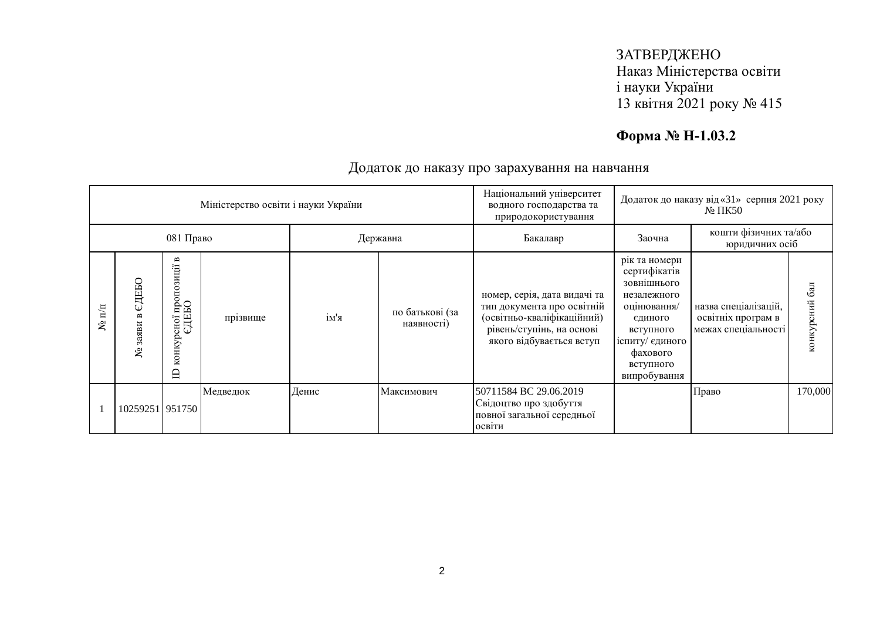ЗАТВЕРДЖЕНО
Наказ Міністерства освіти
і науки України
13 квітня 2021 року № 415

**Форма № Н-1.03.2**

## Додаток до наказу про зарахування на навчання

| Міністерство освіти і науки України | | | | | | Національний університет водного господарства та природокористування | Додаток до наказу від «31» серпня 2021 року № ПК50 | | |
|---|---|---|---|---|---|---|---|---|---|
| 081 Право | | | | Державна | | Бакалавр | Заочна | кошти фізичних та/або юридичних осіб | |
| № п/п | № заяви в ЄДЕБО | ID конкурсної пропозиції в ЄДЕБО | прізвище | ім'я | по батькові (за наявності) | номер, серія, дата видачі та тип документа про освітній (освітньо-кваліфікаційний) рівень/ступінь, на основі якого відбувається вступ | рік та номери сертифікатів зовнішнього незалежного оцінювання/ єдиного вступного іспиту/ єдиного фахового вступного випробування | назва спеціалізацій, освітніх програм в межах спеціальності | конкурсний бал |
| 1 | 10259251 | 951750 | Медведюк | Денис | Максимович | 50711584 ВС 29.06.2019 Свідоцтво про здобуття повної загальної середньої освіти | | Право | 170,000 |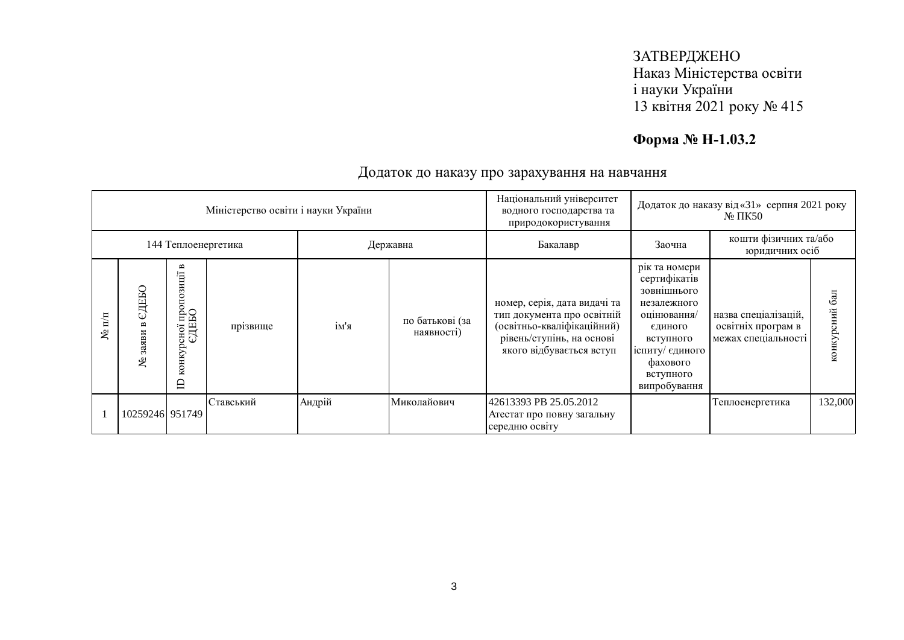ЗАТВЕРДЖЕНО
Наказ Міністерства освіти
і науки України
13 квітня 2021 року № 415

**Форма № Н-1.03.2**

Додаток до наказу про зарахування на навчання

| Міністерство освіти і науки України | | | | | | Національний університет водного господарства та природокористування | Додаток до наказу від «31» серпня 2021 року № ПК50 | | |
|---|---|---|---|---|---|---|---|---|---|
| 144 Теплоенергетика | | | | Державна | | Бакалавр | Заочна | кошти фізичних та/або юридичних осіб | |
| № п/п | № заяви в ЄДЕБО | ID конкурсної пропозиції в ЄДЕБО | прізвище | ім'я | по батькові (за наявності) | номер, серія, дата видачі та тип документа про освітній (освітньо-кваліфікаційний) рівень/ступінь, на основі якого відбувається вступ | рік та номери сертифікатів зовнішнього незалежного оцінювання/ єдиного вступного іспиту/ єдиного фахового вступного випробування | назва спеціалізацій, освітніх програм в межах спеціальності | конкурсний бал |
| 1 | 10259246 | 951749 | Ставський | Андрій | Миколайович | 42613393 РВ 25.05.2012 Атестат про повну загальну середню освіту | | Теплоенергетика | 132,000 |